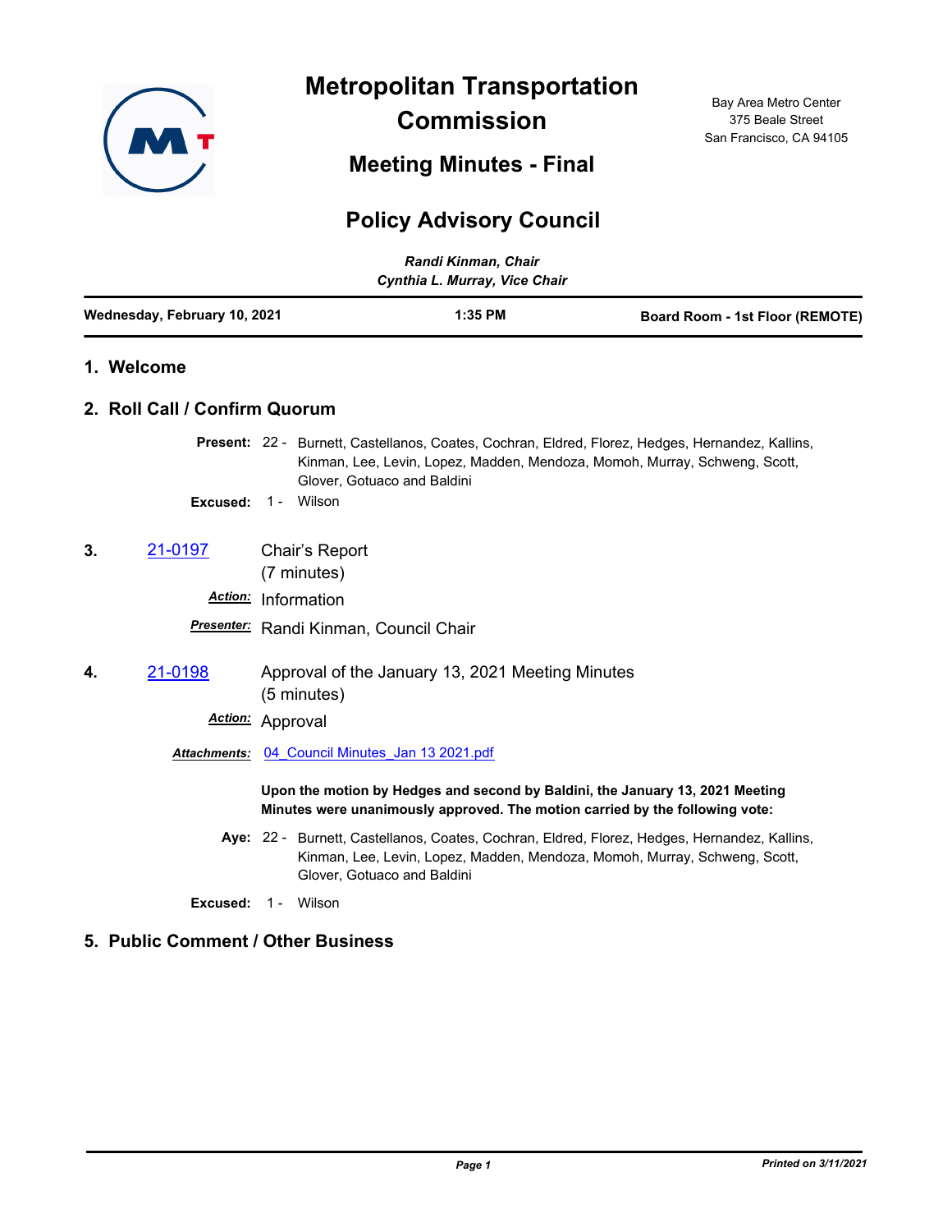# Metropolitan Transportation Commission

Bay Area Metro Center
375 Beale Street
San Francisco, CA 94105

## Meeting Minutes - Final

## Policy Advisory Council

*Randi Kinman, Chair*
*Cynthia L. Murray, Vice Chair*

**Wednesday, February 10, 2021** | **1:35 PM** | **Board Room - 1st Floor (REMOTE)**

### 1. Welcome

### 2. Roll Call / Confirm Quorum

**Present:** 22 - Burnett, Castellanos, Coates, Cochran, Eldred, Florez, Hedges, Hernandez, Kallins, Kinman, Lee, Levin, Lopez, Madden, Mendoza, Momoh, Murray, Schweng, Scott, Glover, Gotuaco and Baldini

**Excused:** 1 - Wilson

**3.** [21-0197](21-0197) Chair's Report
(7 minutes)

***Action:*** Information

***Presenter:*** Randi Kinman, Council Chair

**4.** [21-0198](21-0198) Approval of the January 13, 2021 Meeting Minutes
(5 minutes)

***Action:*** Approval

***Attachments:*** 04_Council Minutes_Jan 13 2021.pdf

**Upon the motion by Hedges and second by Baldini, the January 13, 2021 Meeting Minutes were unanimously approved. The motion carried by the following vote:**

**Aye:** 22 - Burnett, Castellanos, Coates, Cochran, Eldred, Florez, Hedges, Hernandez, Kallins, Kinman, Lee, Levin, Lopez, Madden, Mendoza, Momoh, Murray, Schweng, Scott, Glover, Gotuaco and Baldini

**Excused:** 1 - Wilson

### 5. Public Comment / Other Business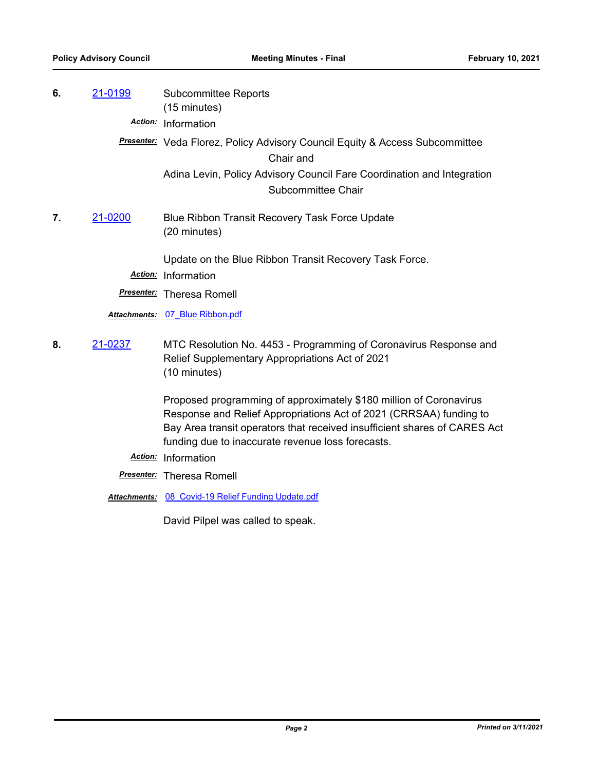**6.** 21-0199 Subcommittee Reports
(15 minutes)

***Action:*** Information

***Presenter:*** Veda Florez, Policy Advisory Council Equity & Access Subcommittee Chair and
Adina Levin, Policy Advisory Council Fare Coordination and Integration Subcommittee Chair

**7.** 21-0200 Blue Ribbon Transit Recovery Task Force Update
(20 minutes)

Update on the Blue Ribbon Transit Recovery Task Force.

***Action:*** Information

***Presenter:*** Theresa Romell

***Attachments:*** 07_Blue Ribbon.pdf

**8.** 21-0237 MTC Resolution No. 4453 - Programming of Coronavirus Response and Relief Supplementary Appropriations Act of 2021
(10 minutes)

Proposed programming of approximately $180 million of Coronavirus Response and Relief Appropriations Act of 2021 (CRRSAA) funding to Bay Area transit operators that received insufficient shares of CARES Act funding due to inaccurate revenue loss forecasts.

***Action:*** Information

***Presenter:*** Theresa Romell

***Attachments:*** 08_Covid-19 Relief Funding Update.pdf

David Pilpel was called to speak.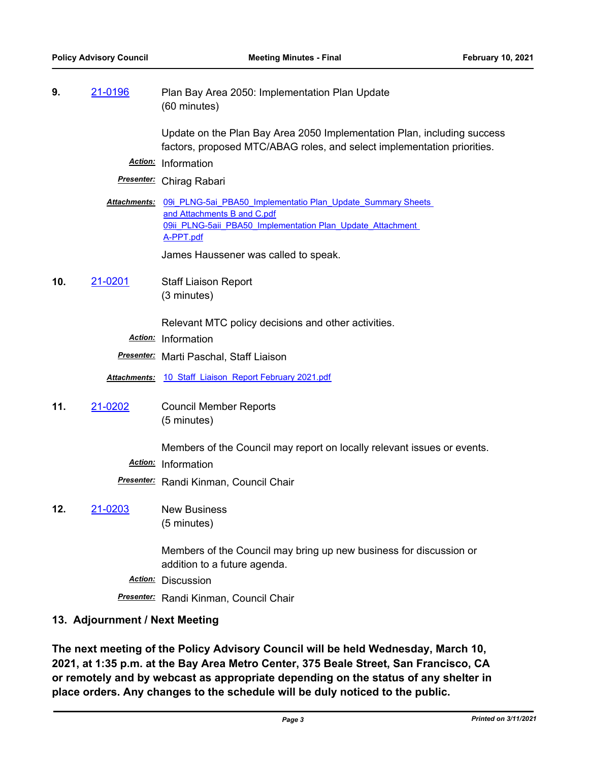**9.** 21-0196 Plan Bay Area 2050: Implementation Plan Update
(60 minutes)

Update on the Plan Bay Area 2050 Implementation Plan, including success factors, proposed MTC/ABAG roles, and select implementation priorities.

***Action:*** Information

***Presenter:*** Chirag Rabari

***Attachments:*** 09i_PLNG-5ai_PBA50_Implementatio Plan_Update_Summary Sheets and Attachments B and C.pdf
09ii_PLNG-5aii_PBA50_Implementation Plan_Update_Attachment A-PPT.pdf

James Haussener was called to speak.

**10.** 21-0201 Staff Liaison Report
(3 minutes)

Relevant MTC policy decisions and other activities.

***Action:*** Information

***Presenter:*** Marti Paschal, Staff Liaison

***Attachments:*** 10_Staff_Liaison_Report February 2021.pdf

**11.** 21-0202 Council Member Reports
(5 minutes)

Members of the Council may report on locally relevant issues or events.

***Action:*** Information

***Presenter:*** Randi Kinman, Council Chair

**12.** 21-0203 New Business
(5 minutes)

Members of the Council may bring up new business for discussion or addition to a future agenda.

***Action:*** Discussion

***Presenter:*** Randi Kinman, Council Chair

## 13. Adjournment / Next Meeting

**The next meeting of the Policy Advisory Council will be held Wednesday, March 10, 2021, at 1:35 p.m. at the Bay Area Metro Center, 375 Beale Street, San Francisco, CA or remotely and by webcast as appropriate depending on the status of any shelter in place orders. Any changes to the schedule will be duly noticed to the public.**